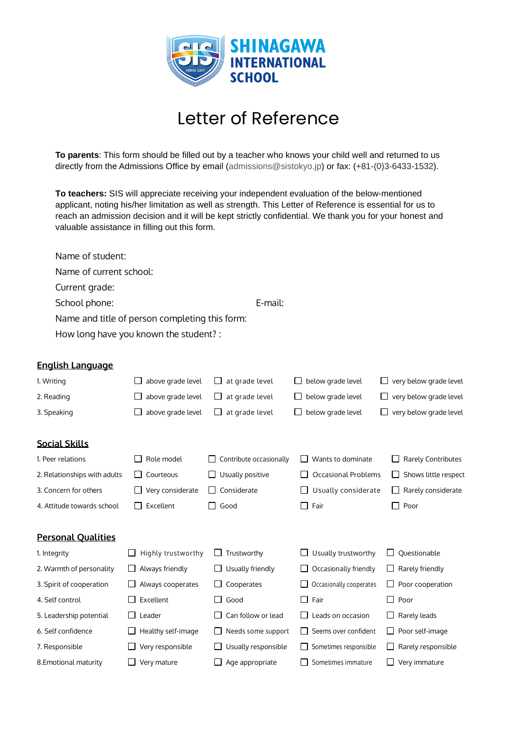# SHINAGAWA INTERNATIONAL SCHOOL

# Letter of Reference

**To parents**: This form should be filled out by a teacher who knows your child well and returned to us directly from the Admissions Office by email (admissions@sistokyo.jp) or fax: (+81-(0)3-6433-1532).

**To teachers:** SIS will appreciate receiving your independent evaluation of the below-mentioned applicant, noting his/her limitation as well as strength. This Letter of Reference is essential for us to reach an admission decision and it will be kept strictly confidential. We thank you for your honest and valuable assistance in filling out this form.

Name of student:

Name of current school:

Current grade:

School phone: E-mail:

Name and title of person completing this form:

How long have you known the student? :

## English Language

| | | | | |
|---|---|---|---|---|
| 1. Writing | ☐ above grade level | ☐ at grade level | ☐ below grade level | ☐ very below grade level |
| 2. Reading | ☐ above grade level | ☐ at grade level | ☐ below grade level | ☐ very below grade level |
| 3. Speaking | ☐ above grade level | ☐ at grade level | ☐ below grade level | ☐ very below grade level |

## Social Skills

| | | | | |
|---|---|---|---|---|
| 1. Peer relations | ☐ Role model | ☐ Contribute occasionally | ☐ Wants to dominate | ☐ Rarely Contributes |
| 2. Relationships with adults | ☐ Courteous | ☐ Usually positive | ☐ Occasional Problems | ☐ Shows little respect |
| 3. Concern for others | ☐ Very considerate | ☐ Considerate | ☐ Usually considerate | ☐ Rarely considerate |
| 4. Attitude towards school | ☐ Excellent | ☐ Good | ☐ Fair | ☐ Poor |

## Personal Qualities

| | | | | |
|---|---|---|---|---|
| 1. Integrity | ☐ Highly trustworthy | ☐ Trustworthy | ☐ Usually trustworthy | ☐ Questionable |
| 2. Warmth of personality | ☐ Always friendly | ☐ Usually friendly | ☐ Occasionally friendly | ☐ Rarely friendly |
| 3. Spirit of cooperation | ☐ Always cooperates | ☐ Cooperates | ☐ Occasionally cooperates | ☐ Poor cooperation |
| 4. Self control | ☐ Excellent | ☐ Good | ☐ Fair | ☐ Poor |
| 5. Leadership potential | ☐ Leader | ☐ Can follow or lead | ☐ Leads on occasion | ☐ Rarely leads |
| 6. Self confidence | ☐ Healthy self-image | ☐ Needs some support | ☐ Seems over confident | ☐ Poor self-image |
| 7. Responsible | ☐ Very responsible | ☐ Usually responsible | ☐ Sometimes responsible | ☐ Rarely responsible |
| 8.Emotional maturity | ☐ Very mature | ☐ Age appropriate | ☐ Sometimes immature | ☐ Very immature |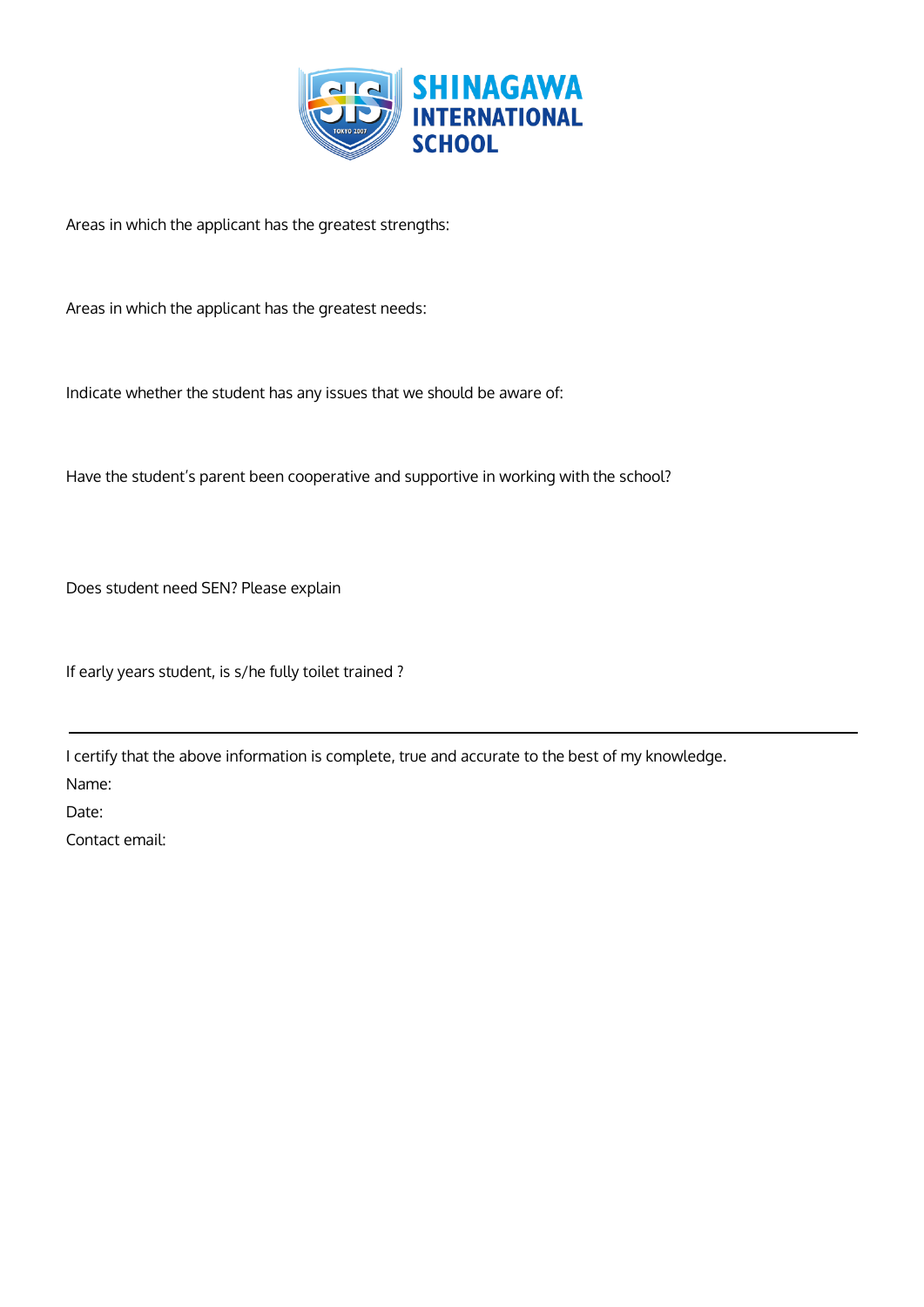Areas in which the applicant has the greatest strengths:

Areas in which the applicant has the greatest needs:

Indicate whether the student has any issues that we should be aware of:

Have the student's parent been cooperative and supportive in working with the school?

Does student need SEN? Please explain

If early years student, is s/he fully toilet trained ?

---

I certify that the above information is complete, true and accurate to the best of my knowledge.

Name:

Date:

Contact email: